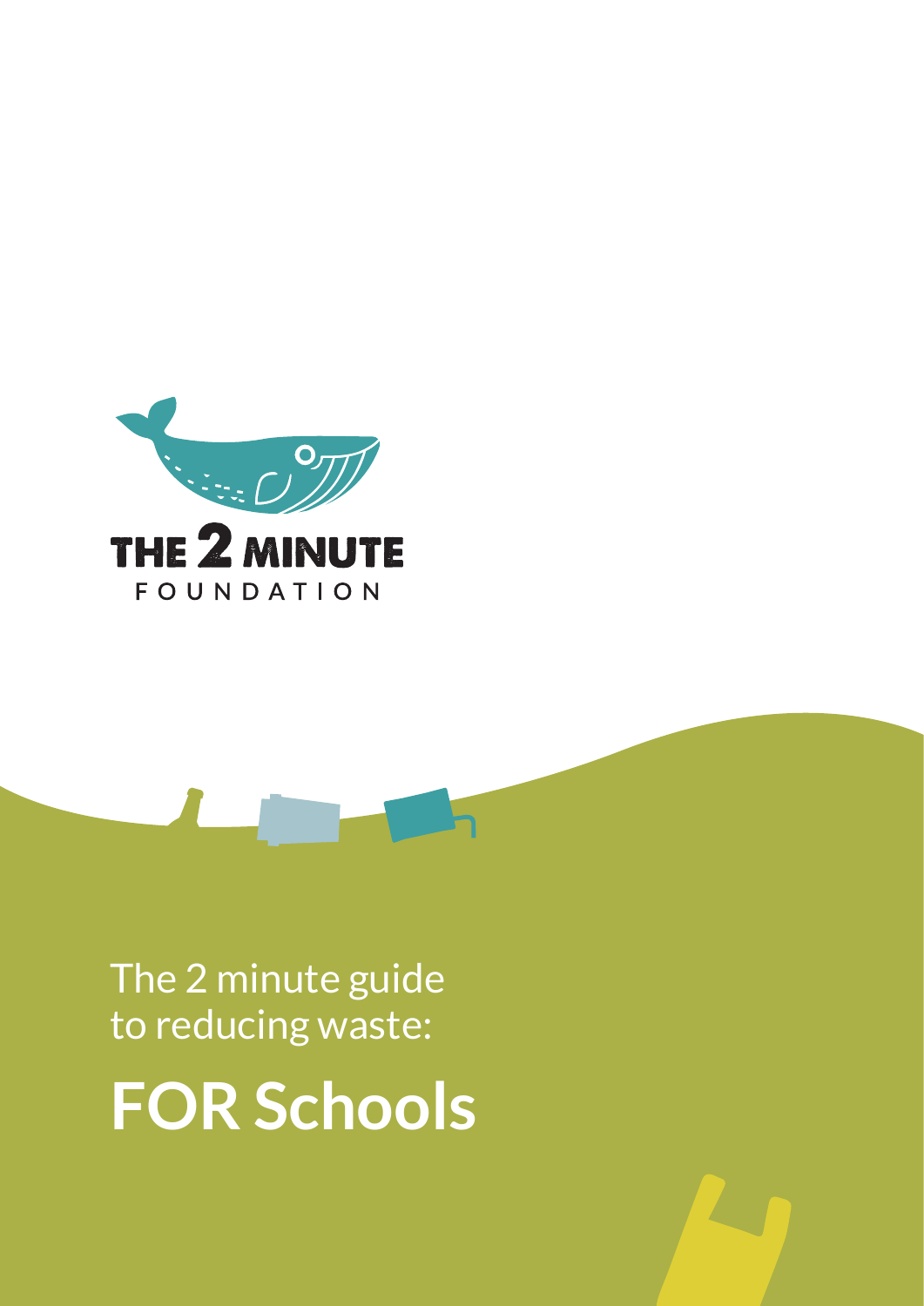THE 2 MINUTE FOUNDATION

The 2 minute guide to reducing waste:

# FOR Schools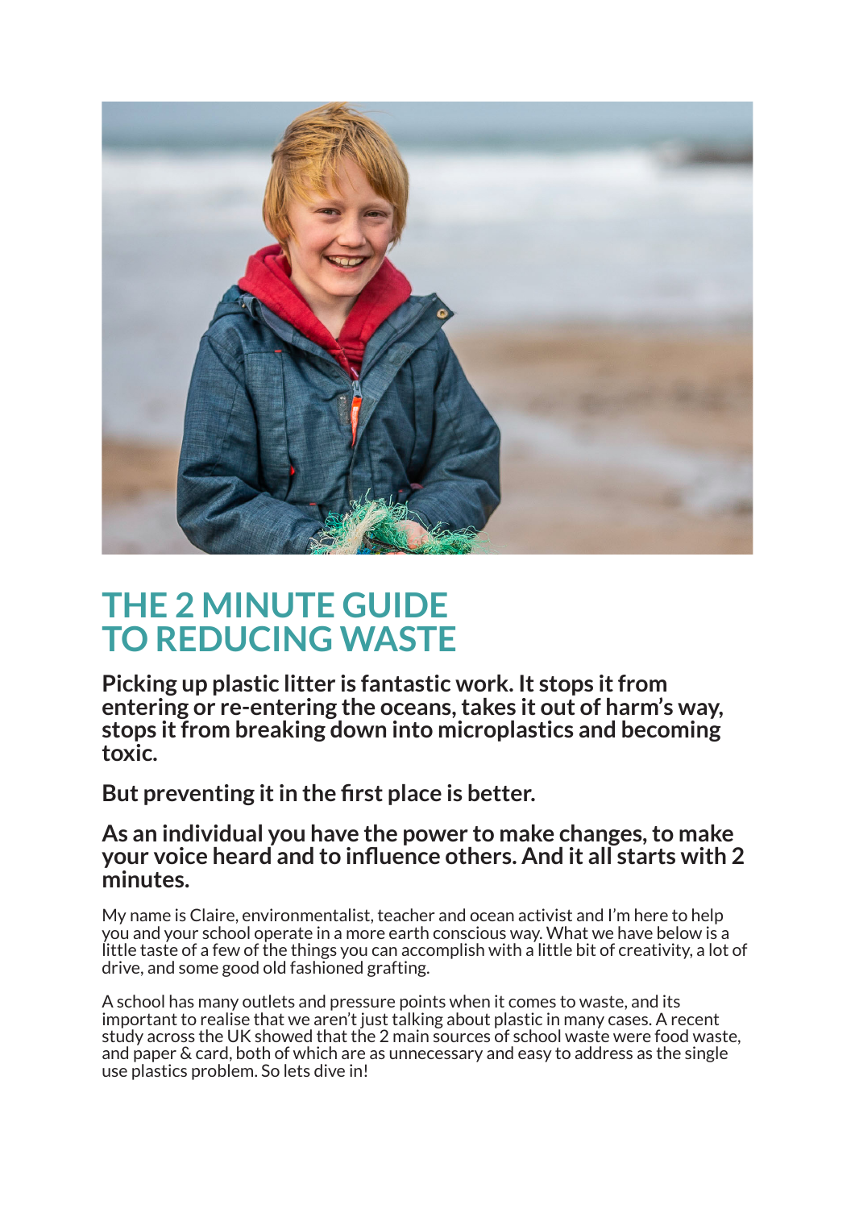# THE 2 MINUTE GUIDE TO REDUCING WASTE

**Picking up plastic litter is fantastic work. It stops it from entering or re-entering the oceans, takes it out of harm's way, stops it from breaking down into microplastics and becoming toxic.**

**But preventing it in the first place is better.**

**As an individual you have the power to make changes, to make your voice heard and to influence others. And it all starts with 2 minutes.**

My name is Claire, environmentalist, teacher and ocean activist and I'm here to help you and your school operate in a more earth conscious way. What we have below is a little taste of a few of the things you can accomplish with a little bit of creativity, a lot of drive, and some good old fashioned grafting.

A school has many outlets and pressure points when it comes to waste, and its important to realise that we aren't just talking about plastic in many cases. A recent study across the UK showed that the 2 main sources of school waste were food waste, and paper & card, both of which are as unnecessary and easy to address as the single use plastics problem. So lets dive in!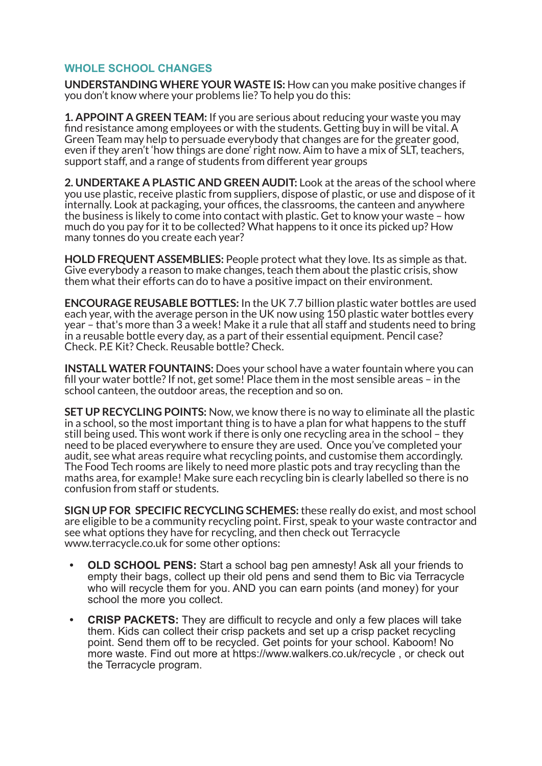## WHOLE SCHOOL CHANGES

**UNDERSTANDING WHERE YOUR WASTE IS:** How can you make positive changes if you don't know where your problems lie? To help you do this:

**1. APPOINT A GREEN TEAM:** If you are serious about reducing your waste you may find resistance among employees or with the students. Getting buy in will be vital. A Green Team may help to persuade everybody that changes are for the greater good, even if they aren't 'how things are done' right now. Aim to have a mix of SLT, teachers, support staff, and a range of students from different year groups

**2. UNDERTAKE A PLASTIC AND GREEN AUDIT:** Look at the areas of the school where you use plastic, receive plastic from suppliers, dispose of plastic, or use and dispose of it internally. Look at packaging, your offices, the classrooms, the canteen and anywhere the business is likely to come into contact with plastic. Get to know your waste – how much do you pay for it to be collected? What happens to it once its picked up? How many tonnes do you create each year?

**HOLD FREQUENT ASSEMBLIES:** People protect what they love. Its as simple as that. Give everybody a reason to make changes, teach them about the plastic crisis, show them what their efforts can do to have a positive impact on their environment.

**ENCOURAGE REUSABLE BOTTLES:** In the UK 7.7 billion plastic water bottles are used each year, with the average person in the UK now using 150 plastic water bottles every year – that's more than 3 a week! Make it a rule that all staff and students need to bring in a reusable bottle every day, as a part of their essential equipment. Pencil case? Check. P.E Kit? Check. Reusable bottle? Check.

**INSTALL WATER FOUNTAINS:** Does your school have a water fountain where you can fill your water bottle? If not, get some! Place them in the most sensible areas – in the school canteen, the outdoor areas, the reception and so on.

**SET UP RECYCLING POINTS:** Now, we know there is no way to eliminate all the plastic in a school, so the most important thing is to have a plan for what happens to the stuff still being used. This wont work if there is only one recycling area in the school – they need to be placed everywhere to ensure they are used. Once you've completed your audit, see what areas require what recycling points, and customise them accordingly. The Food Tech rooms are likely to need more plastic pots and tray recycling than the maths area, for example! Make sure each recycling bin is clearly labelled so there is no confusion from staff or students.

**SIGN UP FOR SPECIFIC RECYCLING SCHEMES:** these really do exist, and most school are eligible to be a community recycling point. First, speak to your waste contractor and see what options they have for recycling, and then check out Terracycle www.terracycle.co.uk for some other options:

- **OLD SCHOOL PENS:** Start a school bag pen amnesty! Ask all your friends to empty their bags, collect up their old pens and send them to Bic via Terracycle who will recycle them for you. AND you can earn points (and money) for your school the more you collect.
- **CRISP PACKETS:** They are difficult to recycle and only a few places will take them. Kids can collect their crisp packets and set up a crisp packet recycling point. Send them off to be recycled. Get points for your school. Kaboom! No more waste. Find out more at https://www.walkers.co.uk/recycle , or check out the Terracycle program.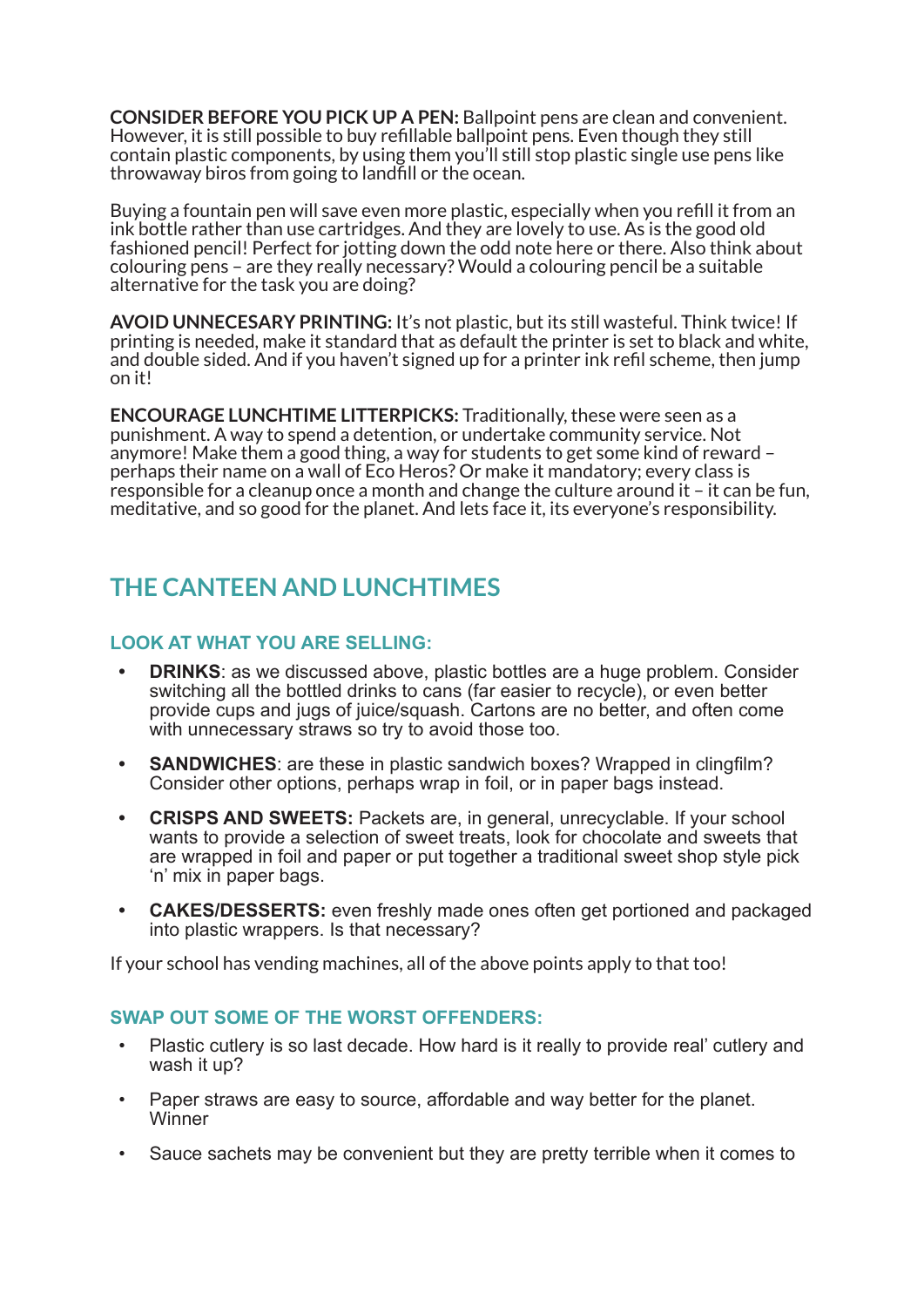**CONSIDER BEFORE YOU PICK UP A PEN:** Ballpoint pens are clean and convenient. However, it is still possible to buy refillable ballpoint pens. Even though they still contain plastic components, by using them you'll still stop plastic single use pens like throwaway biros from going to landfill or the ocean.

Buying a fountain pen will save even more plastic, especially when you refill it from an ink bottle rather than use cartridges. And they are lovely to use. As is the good old fashioned pencil! Perfect for jotting down the odd note here or there. Also think about colouring pens – are they really necessary? Would a colouring pencil be a suitable alternative for the task you are doing?

**AVOID UNNECESARY PRINTING:** It's not plastic, but its still wasteful. Think twice! If printing is needed, make it standard that as default the printer is set to black and white, and double sided. And if you haven't signed up for a printer ink refil scheme, then jump on it!

**ENCOURAGE LUNCHTIME LITTERPICKS:** Traditionally, these were seen as a punishment. A way to spend a detention, or undertake community service. Not anymore! Make them a good thing, a way for students to get some kind of reward – perhaps their name on a wall of Eco Heros? Or make it mandatory; every class is responsible for a cleanup once a month and change the culture around it – it can be fun, meditative, and so good for the planet. And lets face it, its everyone's responsibility.

## THE CANTEEN AND LUNCHTIMES

### LOOK AT WHAT YOU ARE SELLING:

- **DRINKS**: as we discussed above, plastic bottles are a huge problem. Consider switching all the bottled drinks to cans (far easier to recycle), or even better provide cups and jugs of juice/squash. Cartons are no better, and often come with unnecessary straws so try to avoid those too.
- **SANDWICHES**: are these in plastic sandwich boxes? Wrapped in clingfilm? Consider other options, perhaps wrap in foil, or in paper bags instead.
- **CRISPS AND SWEETS:** Packets are, in general, unrecyclable. If your school wants to provide a selection of sweet treats, look for chocolate and sweets that are wrapped in foil and paper or put together a traditional sweet shop style pick 'n' mix in paper bags.
- **CAKES/DESSERTS:** even freshly made ones often get portioned and packaged into plastic wrappers. Is that necessary?

If your school has vending machines, all of the above points apply to that too!

### SWAP OUT SOME OF THE WORST OFFENDERS:

- Plastic cutlery is so last decade. How hard is it really to provide real' cutlery and wash it up?
- Paper straws are easy to source, affordable and way better for the planet. Winner
- Sauce sachets may be convenient but they are pretty terrible when it comes to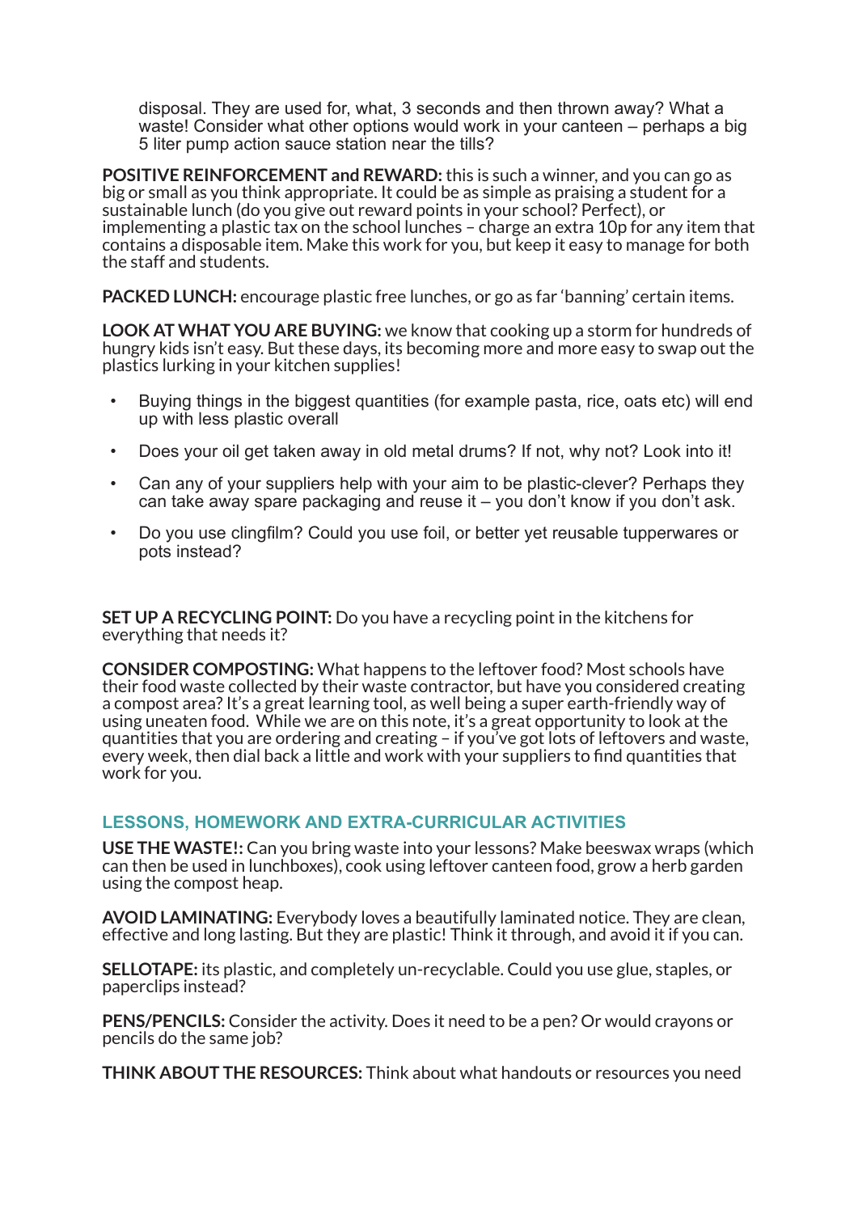disposal. They are used for, what, 3 seconds and then thrown away? What a waste! Consider what other options would work in your canteen – perhaps a big 5 liter pump action sauce station near the tills?

**POSITIVE REINFORCEMENT and REWARD:** this is such a winner, and you can go as big or small as you think appropriate. It could be as simple as praising a student for a sustainable lunch (do you give out reward points in your school? Perfect), or implementing a plastic tax on the school lunches – charge an extra 10p for any item that contains a disposable item. Make this work for you, but keep it easy to manage for both the staff and students.

**PACKED LUNCH:** encourage plastic free lunches, or go as far 'banning' certain items.

**LOOK AT WHAT YOU ARE BUYING:** we know that cooking up a storm for hundreds of hungry kids isn't easy. But these days, its becoming more and more easy to swap out the plastics lurking in your kitchen supplies!

- Buying things in the biggest quantities (for example pasta, rice, oats etc) will end up with less plastic overall
- Does your oil get taken away in old metal drums? If not, why not? Look into it!
- Can any of your suppliers help with your aim to be plastic-clever? Perhaps they can take away spare packaging and reuse it – you don't know if you don't ask.
- Do you use clingfilm? Could you use foil, or better yet reusable tupperwares or pots instead?

**SET UP A RECYCLING POINT:** Do you have a recycling point in the kitchens for everything that needs it?

**CONSIDER COMPOSTING:** What happens to the leftover food? Most schools have their food waste collected by their waste contractor, but have you considered creating a compost area? It's a great learning tool, as well being a super earth-friendly way of using uneaten food. While we are on this note, it's a great opportunity to look at the quantities that you are ordering and creating – if you've got lots of leftovers and waste, every week, then dial back a little and work with your suppliers to find quantities that work for you.

## LESSONS, HOMEWORK AND EXTRA-CURRICULAR ACTIVITIES

**USE THE WASTE!:** Can you bring waste into your lessons? Make beeswax wraps (which can then be used in lunchboxes), cook using leftover canteen food, grow a herb garden using the compost heap.

**AVOID LAMINATING:** Everybody loves a beautifully laminated notice. They are clean, effective and long lasting. But they are plastic! Think it through, and avoid it if you can.

**SELLOTAPE:** its plastic, and completely un-recyclable. Could you use glue, staples, or paperclips instead?

**PENS/PENCILS:** Consider the activity. Does it need to be a pen? Or would crayons or pencils do the same job?

**THINK ABOUT THE RESOURCES:** Think about what handouts or resources you need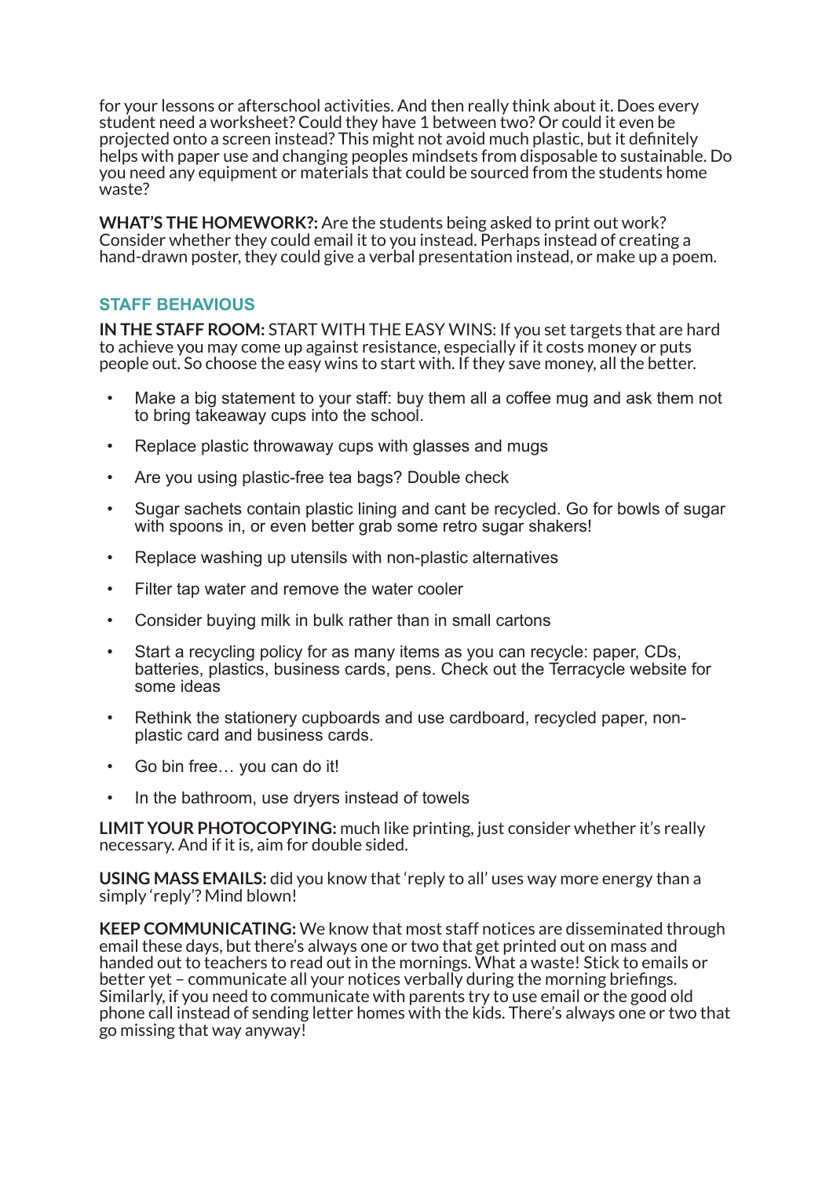for your lessons or afterschool activities. And then really think about it. Does every student need a worksheet? Could they have 1 between two? Or could it even be projected onto a screen instead? This might not avoid much plastic, but it definitely helps with paper use and changing peoples mindsets from disposable to sustainable. Do you need any equipment or materials that could be sourced from the students home waste?

**WHAT'S THE HOMEWORK?:** Are the students being asked to print out work? Consider whether they could email it to you instead. Perhaps instead of creating a hand-drawn poster, they could give a verbal presentation instead, or make up a poem.

## STAFF BEHAVIOUS

**IN THE STAFF ROOM:** START WITH THE EASY WINS: If you set targets that are hard to achieve you may come up against resistance, especially if it costs money or puts people out. So choose the easy wins to start with. If they save money, all the better.

- Make a big statement to your staff: buy them all a coffee mug and ask them not to bring takeaway cups into the school.
- Replace plastic throwaway cups with glasses and mugs
- Are you using plastic-free tea bags? Double check
- Sugar sachets contain plastic lining and cant be recycled. Go for bowls of sugar with spoons in, or even better grab some retro sugar shakers!
- Replace washing up utensils with non-plastic alternatives
- Filter tap water and remove the water cooler
- Consider buying milk in bulk rather than in small cartons
- Start a recycling policy for as many items as you can recycle: paper, CDs, batteries, plastics, business cards, pens. Check out the Terracycle website for some ideas
- Rethink the stationery cupboards and use cardboard, recycled paper, non-plastic card and business cards.
- Go bin free… you can do it!
- In the bathroom, use dryers instead of towels

**LIMIT YOUR PHOTOCOPYING:** much like printing, just consider whether it's really necessary. And if it is, aim for double sided.

**USING MASS EMAILS:** did you know that 'reply to all' uses way more energy than a simply 'reply'? Mind blown!

**KEEP COMMUNICATING:** We know that most staff notices are disseminated through email these days, but there's always one or two that get printed out on mass and handed out to teachers to read out in the mornings. What a waste! Stick to emails or better yet – communicate all your notices verbally during the morning briefings. Similarly, if you need to communicate with parents try to use email or the good old phone call instead of sending letter homes with the kids. There's always one or two that go missing that way anyway!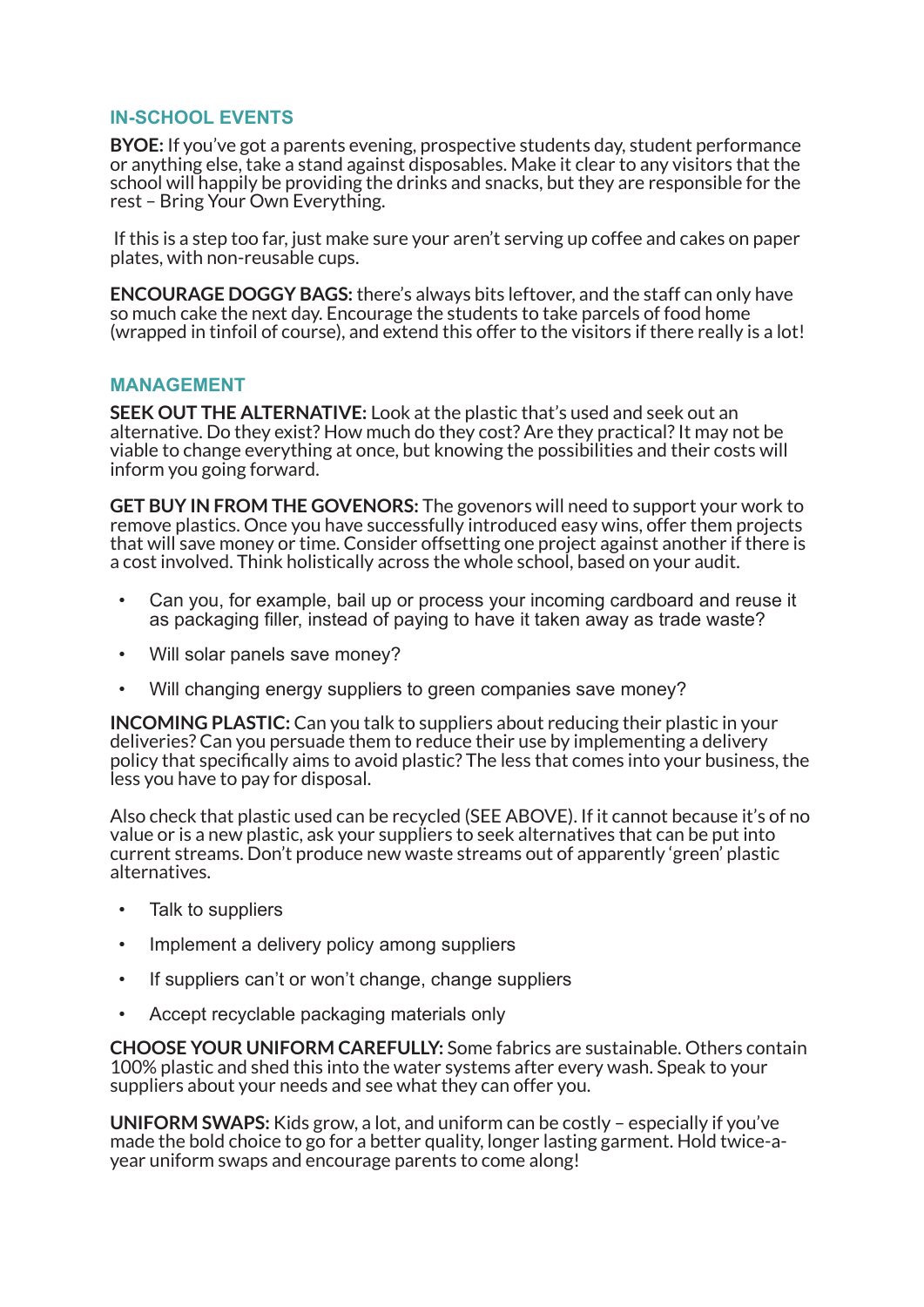## IN-SCHOOL EVENTS

**BYOE:** If you've got a parents evening, prospective students day, student performance or anything else, take a stand against disposables. Make it clear to any visitors that the school will happily be providing the drinks and snacks, but they are responsible for the rest – Bring Your Own Everything.

If this is a step too far, just make sure your aren't serving up coffee and cakes on paper plates, with non-reusable cups.

**ENCOURAGE DOGGY BAGS:** there's always bits leftover, and the staff can only have so much cake the next day. Encourage the students to take parcels of food home (wrapped in tinfoil of course), and extend this offer to the visitors if there really is a lot!

## MANAGEMENT

**SEEK OUT THE ALTERNATIVE:** Look at the plastic that's used and seek out an alternative. Do they exist? How much do they cost? Are they practical? It may not be viable to change everything at once, but knowing the possibilities and their costs will inform you going forward.

**GET BUY IN FROM THE GOVENORS:** The govenors will need to support your work to remove plastics. Once you have successfully introduced easy wins, offer them projects that will save money or time. Consider offsetting one project against another if there is a cost involved. Think holistically across the whole school, based on your audit.

- Can you, for example, bail up or process your incoming cardboard and reuse it as packaging filler, instead of paying to have it taken away as trade waste?
- Will solar panels save money?
- Will changing energy suppliers to green companies save money?

**INCOMING PLASTIC:** Can you talk to suppliers about reducing their plastic in your deliveries? Can you persuade them to reduce their use by implementing a delivery policy that specifically aims to avoid plastic? The less that comes into your business, the less you have to pay for disposal.

Also check that plastic used can be recycled (SEE ABOVE). If it cannot because it's of no value or is a new plastic, ask your suppliers to seek alternatives that can be put into current streams. Don't produce new waste streams out of apparently 'green' plastic alternatives.

- Talk to suppliers
- Implement a delivery policy among suppliers
- If suppliers can't or won't change, change suppliers
- Accept recyclable packaging materials only

**CHOOSE YOUR UNIFORM CAREFULLY:** Some fabrics are sustainable. Others contain 100% plastic and shed this into the water systems after every wash. Speak to your suppliers about your needs and see what they can offer you.

**UNIFORM SWAPS:** Kids grow, a lot, and uniform can be costly – especially if you've made the bold choice to go for a better quality, longer lasting garment. Hold twice-a-year uniform swaps and encourage parents to come along!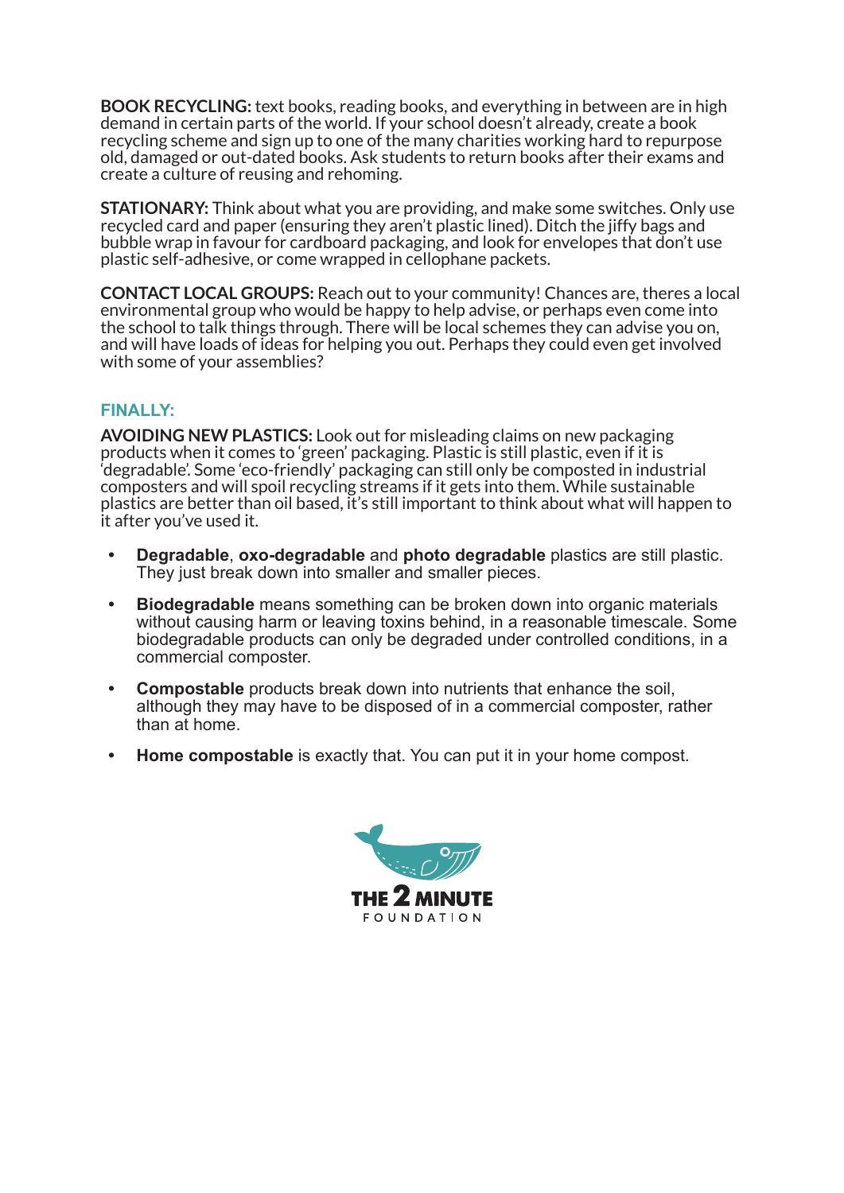**BOOK RECYCLING:** text books, reading books, and everything in between are in high demand in certain parts of the world. If your school doesn't already, create a book recycling scheme and sign up to one of the many charities working hard to repurpose old, damaged or out-dated books. Ask students to return books after their exams and create a culture of reusing and rehoming.

**STATIONARY:** Think about what you are providing, and make some switches. Only use recycled card and paper (ensuring they aren't plastic lined). Ditch the jiffy bags and bubble wrap in favour for cardboard packaging, and look for envelopes that don't use plastic self-adhesive, or come wrapped in cellophane packets.

**CONTACT LOCAL GROUPS:** Reach out to your community! Chances are, theres a local environmental group who would be happy to help advise, or perhaps even come into the school to talk things through. There will be local schemes they can advise you on, and will have loads of ideas for helping you out. Perhaps they could even get involved with some of your assemblies?

## FINALLY:

**AVOIDING NEW PLASTICS:** Look out for misleading claims on new packaging products when it comes to 'green' packaging. Plastic is still plastic, even if it is 'degradable'. Some 'eco-friendly' packaging can still only be composted in industrial composters and will spoil recycling streams if it gets into them. While sustainable plastics are better than oil based, it's still important to think about what will happen to it after you've used it.

- **Degradable**, **oxo-degradable** and **photo degradable** plastics are still plastic. They just break down into smaller and smaller pieces.
- **Biodegradable** means something can be broken down into organic materials without causing harm or leaving toxins behind, in a reasonable timescale. Some biodegradable products can only be degraded under controlled conditions, in a commercial composter.
- **Compostable** products break down into nutrients that enhance the soil, although they may have to be disposed of in a commercial composter, rather than at home.
- **Home compostable** is exactly that. You can put it in your home compost.

THE 2 MINUTE FOUNDATION